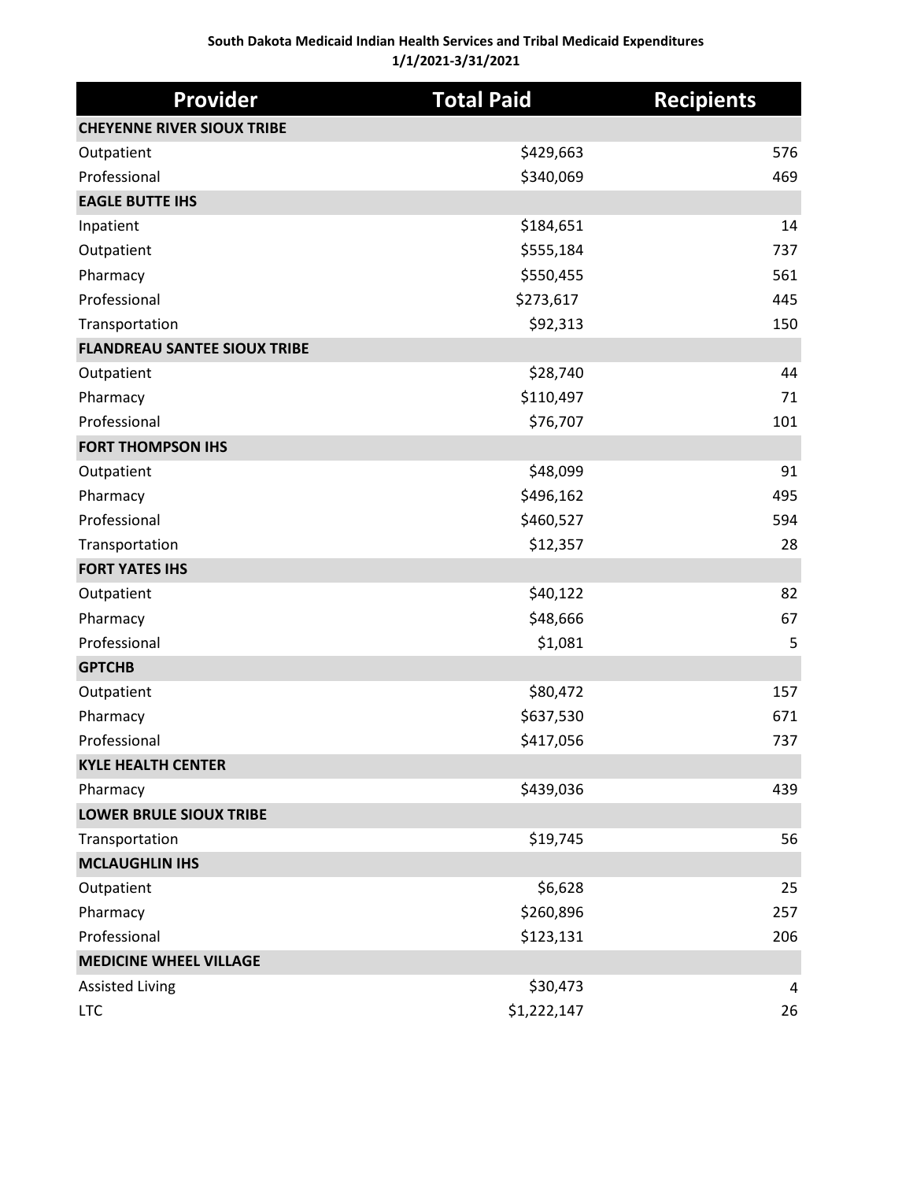**South Dakota Medicaid Indian Health Services and Tribal Medicaid Expenditures**
**1/1/2021-3/31/2021**

| Provider | Total Paid | Recipients |
|---|---|---|
| **CHEYENNE RIVER SIOUX TRIBE** | | |
| Outpatient | $429,663 | 576 |
| Professional | $340,069 | 469 |
| **EAGLE BUTTE IHS** | | |
| Inpatient | $184,651 | 14 |
| Outpatient | $555,184 | 737 |
| Pharmacy | $550,455 | 561 |
| Professional | $273,617 | 445 |
| Transportation | $92,313 | 150 |
| **FLANDREAU SANTEE SIOUX TRIBE** | | |
| Outpatient | $28,740 | 44 |
| Pharmacy | $110,497 | 71 |
| Professional | $76,707 | 101 |
| **FORT THOMPSON IHS** | | |
| Outpatient | $48,099 | 91 |
| Pharmacy | $496,162 | 495 |
| Professional | $460,527 | 594 |
| Transportation | $12,357 | 28 |
| **FORT YATES IHS** | | |
| Outpatient | $40,122 | 82 |
| Pharmacy | $48,666 | 67 |
| Professional | $1,081 | 5 |
| **GPTCHB** | | |
| Outpatient | $80,472 | 157 |
| Pharmacy | $637,530 | 671 |
| Professional | $417,056 | 737 |
| **KYLE HEALTH CENTER** | | |
| Pharmacy | $439,036 | 439 |
| **LOWER BRULE SIOUX TRIBE** | | |
| Transportation | $19,745 | 56 |
| **MCLAUGHLIN IHS** | | |
| Outpatient | $6,628 | 25 |
| Pharmacy | $260,896 | 257 |
| Professional | $123,131 | 206 |
| **MEDICINE WHEEL VILLAGE** | | |
| Assisted Living | $30,473 | 4 |
| LTC | $1,222,147 | 26 |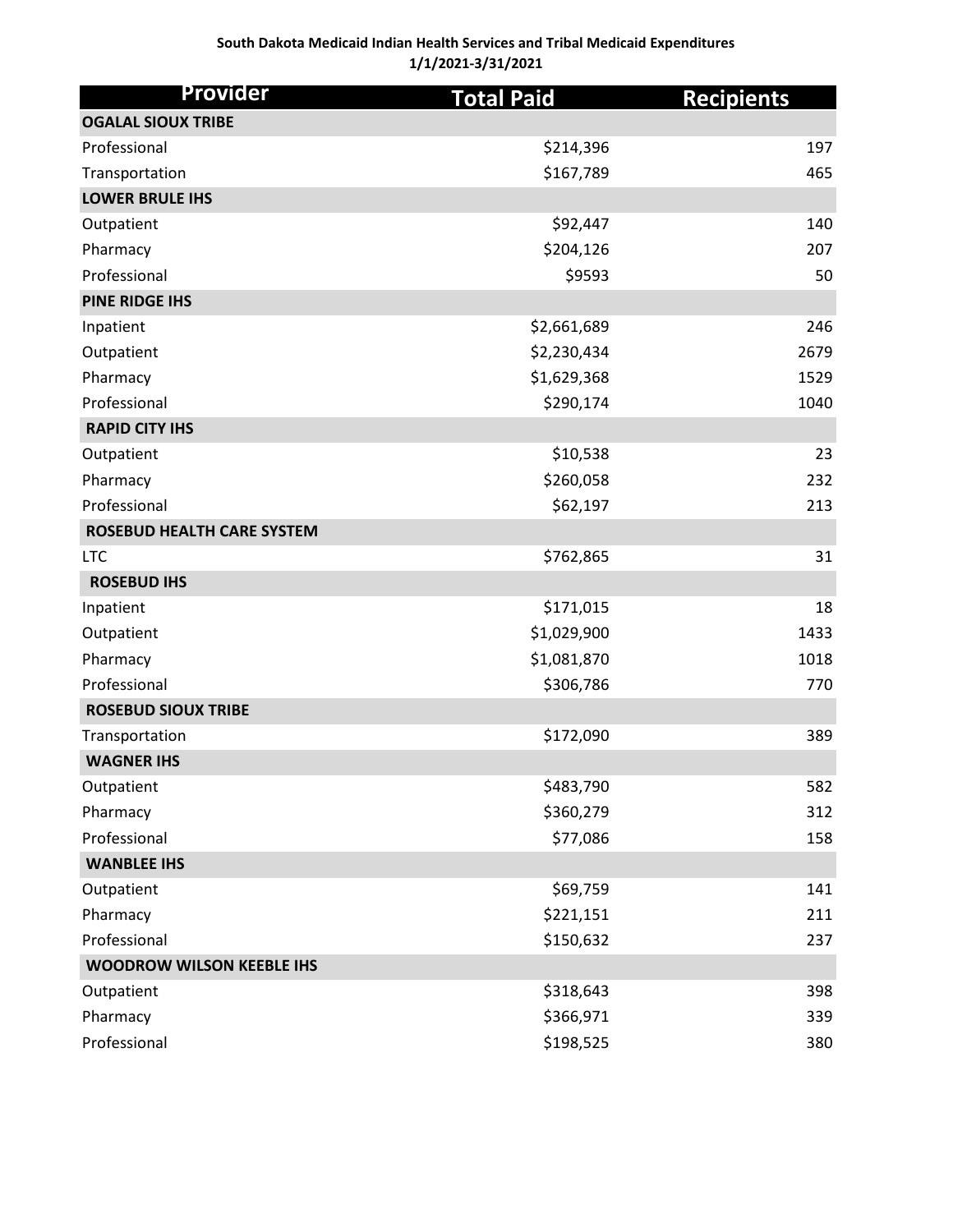**South Dakota Medicaid Indian Health Services and Tribal Medicaid Expenditures**
**1/1/2021-3/31/2021**

| Provider | Total Paid | Recipients |
|---|---:|---:|
| **OGALAL SIOUX TRIBE** | | |
| Professional | $214,396 | 197 |
| Transportation | $167,789 | 465 |
| **LOWER BRULE IHS** | | |
| Outpatient | $92,447 | 140 |
| Pharmacy | $204,126 | 207 |
| Professional | $9593 | 50 |
| **PINE RIDGE IHS** | | |
| Inpatient | $2,661,689 | 246 |
| Outpatient | $2,230,434 | 2679 |
| Pharmacy | $1,629,368 | 1529 |
| Professional | $290,174 | 1040 |
| **RAPID CITY IHS** | | |
| Outpatient | $10,538 | 23 |
| Pharmacy | $260,058 | 232 |
| Professional | $62,197 | 213 |
| **ROSEBUD HEALTH CARE SYSTEM** | | |
| LTC | $762,865 | 31 |
| **ROSEBUD IHS** | | |
| Inpatient | $171,015 | 18 |
| Outpatient | $1,029,900 | 1433 |
| Pharmacy | $1,081,870 | 1018 |
| Professional | $306,786 | 770 |
| **ROSEBUD SIOUX TRIBE** | | |
| Transportation | $172,090 | 389 |
| **WAGNER IHS** | | |
| Outpatient | $483,790 | 582 |
| Pharmacy | $360,279 | 312 |
| Professional | $77,086 | 158 |
| **WANBLEE IHS** | | |
| Outpatient | $69,759 | 141 |
| Pharmacy | $221,151 | 211 |
| Professional | $150,632 | 237 |
| **WOODROW WILSON KEEBLE IHS** | | |
| Outpatient | $318,643 | 398 |
| Pharmacy | $366,971 | 339 |
| Professional | $198,525 | 380 |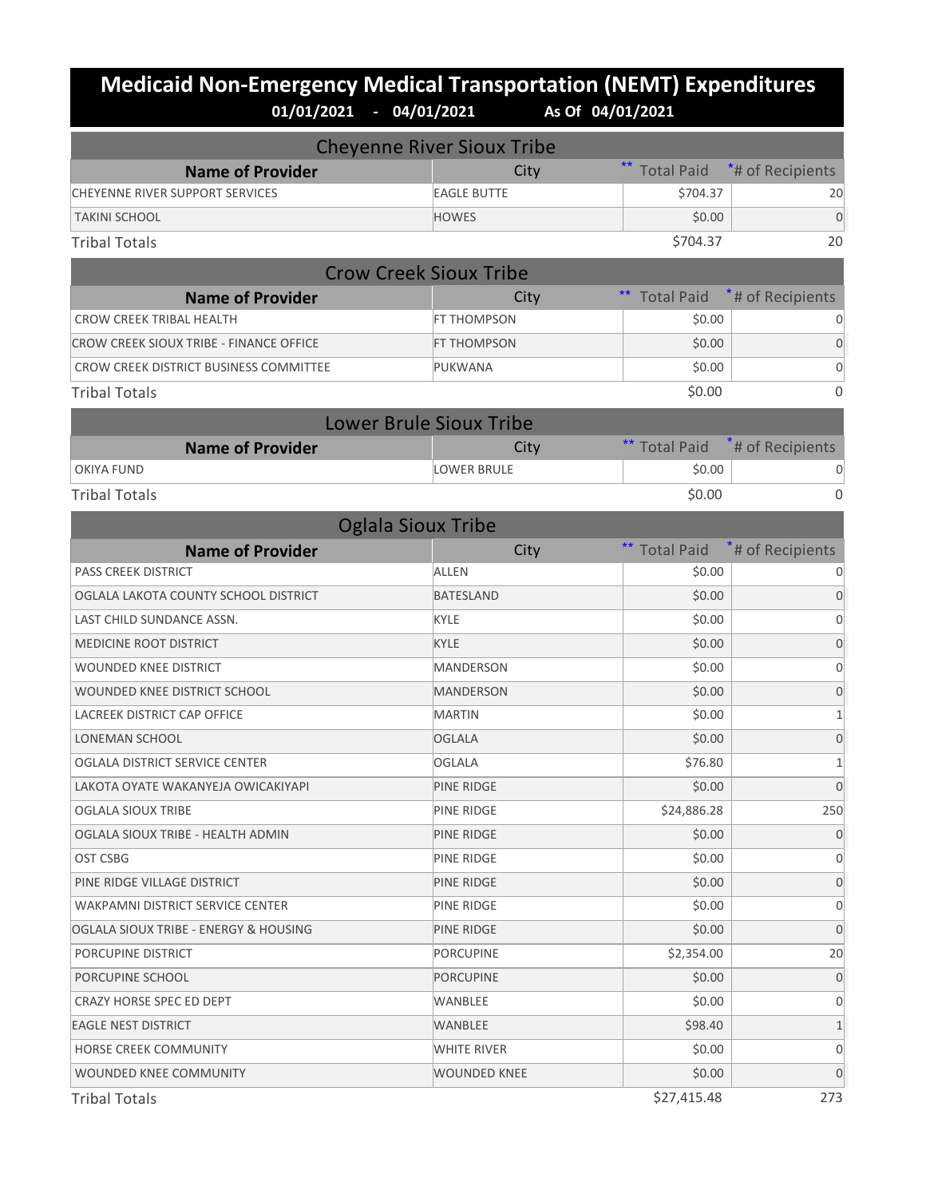# Medicaid Non-Emergency Medical Transportation (NEMT) Expenditures

**01/01/2021 - 04/01/2021 As Of 04/01/2021**

## Cheyenne River Sioux Tribe

| Name of Provider | City | ** Total Paid | * # of Recipients |
|---|---|---|---|
| CHEYENNE RIVER SUPPORT SERVICES | EAGLE BUTTE | $704.37 | 20 |
| TAKINI SCHOOL | HOWES | $0.00 | 0 |
| Tribal Totals | | $704.37 | 20 |

## Crow Creek Sioux Tribe

| Name of Provider | City | ** Total Paid | * # of Recipients |
|---|---|---|---|
| CROW CREEK TRIBAL HEALTH | FT THOMPSON | $0.00 | 0 |
| CROW CREEK SIOUX TRIBE - FINANCE OFFICE | FT THOMPSON | $0.00 | 0 |
| CROW CREEK DISTRICT BUSINESS COMMITTEE | PUKWANA | $0.00 | 0 |
| Tribal Totals | | $0.00 | 0 |

## Lower Brule Sioux Tribe

| Name of Provider | City | ** Total Paid | * # of Recipients |
|---|---|---|---|
| OKIYA FUND | LOWER BRULE | $0.00 | 0 |
| Tribal Totals | | $0.00 | 0 |

## Oglala Sioux Tribe

| Name of Provider | City | ** Total Paid | * # of Recipients |
|---|---|---|---|
| PASS CREEK DISTRICT | ALLEN | $0.00 | 0 |
| OGLALA LAKOTA COUNTY SCHOOL DISTRICT | BATESLAND | $0.00 | 0 |
| LAST CHILD SUNDANCE ASSN. | KYLE | $0.00 | 0 |
| MEDICINE ROOT DISTRICT | KYLE | $0.00 | 0 |
| WOUNDED KNEE DISTRICT | MANDERSON | $0.00 | 0 |
| WOUNDED KNEE DISTRICT SCHOOL | MANDERSON | $0.00 | 0 |
| LACREEK DISTRICT CAP OFFICE | MARTIN | $0.00 | 1 |
| LONEMAN SCHOOL | OGLALA | $0.00 | 0 |
| OGLALA DISTRICT SERVICE CENTER | OGLALA | $76.80 | 1 |
| LAKOTA OYATE WAKANYEJA OWICAKIYAPI | PINE RIDGE | $0.00 | 0 |
| OGLALA SIOUX TRIBE | PINE RIDGE | $24,886.28 | 250 |
| OGLALA SIOUX TRIBE - HEALTH ADMIN | PINE RIDGE | $0.00 | 0 |
| OST CSBG | PINE RIDGE | $0.00 | 0 |
| PINE RIDGE VILLAGE DISTRICT | PINE RIDGE | $0.00 | 0 |
| WAKPAMNI DISTRICT SERVICE CENTER | PINE RIDGE | $0.00 | 0 |
| OGLALA SIOUX TRIBE - ENERGY & HOUSING | PINE RIDGE | $0.00 | 0 |
| PORCUPINE DISTRICT | PORCUPINE | $2,354.00 | 20 |
| PORCUPINE SCHOOL | PORCUPINE | $0.00 | 0 |
| CRAZY HORSE SPEC ED DEPT | WANBLEE | $0.00 | 0 |
| EAGLE NEST DISTRICT | WANBLEE | $98.40 | 1 |
| HORSE CREEK COMMUNITY | WHITE RIVER | $0.00 | 0 |
| WOUNDED KNEE COMMUNITY | WOUNDED KNEE | $0.00 | 0 |
| Tribal Totals | | $27,415.48 | 273 |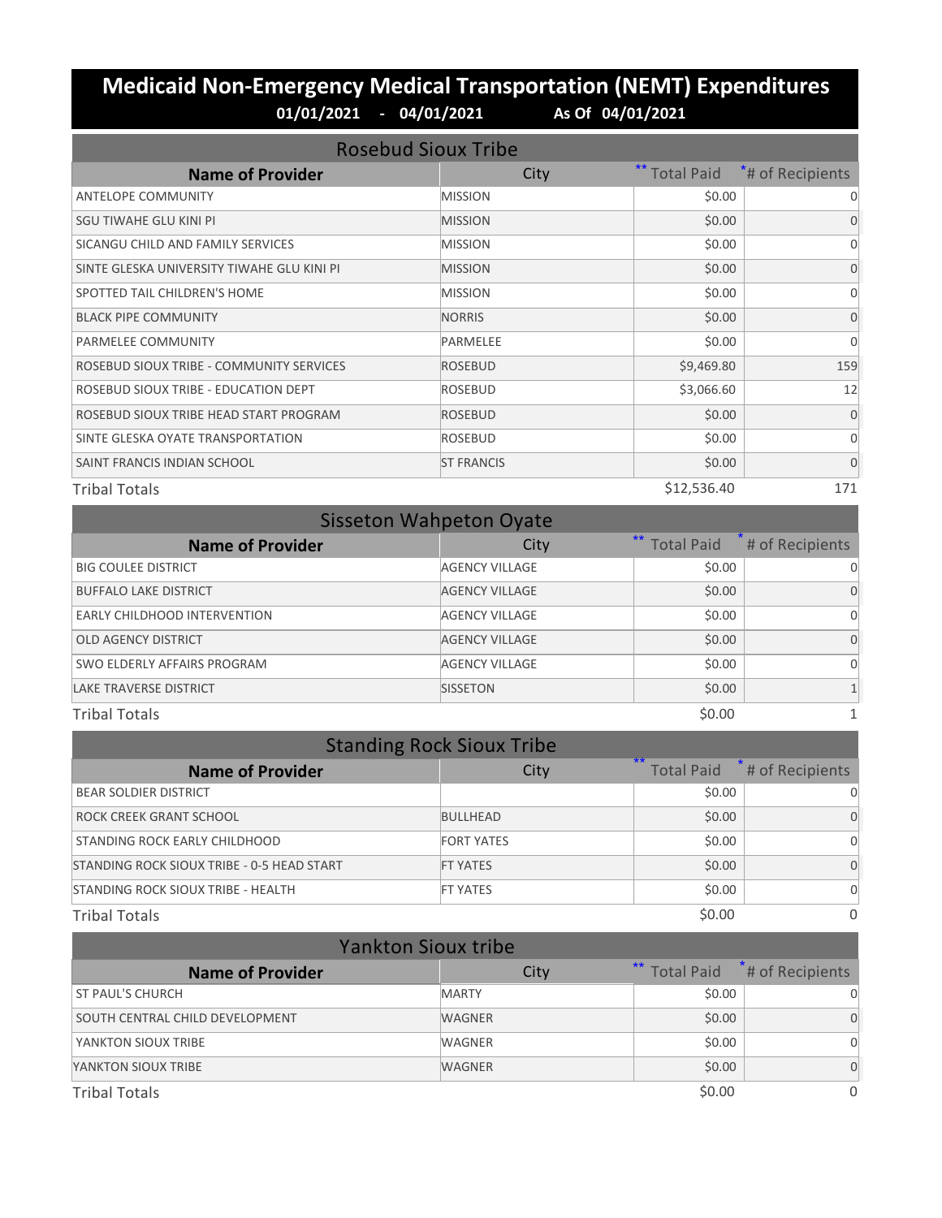# Medicaid Non-Emergency Medical Transportation (NEMT) Expenditures

**01/01/2021 - 04/01/2021 As Of 04/01/2021**

## Rosebud Sioux Tribe

| Name of Provider | City | ** Total Paid | * # of Recipients |
|---|---|---|---|
| ANTELOPE COMMUNITY | MISSION | $0.00 | 0 |
| SGU TIWAHE GLU KINI PI | MISSION | $0.00 | 0 |
| SICANGU CHILD AND FAMILY SERVICES | MISSION | $0.00 | 0 |
| SINTE GLESKA UNIVERSITY TIWAHE GLU KINI PI | MISSION | $0.00 | 0 |
| SPOTTED TAIL CHILDREN'S HOME | MISSION | $0.00 | 0 |
| BLACK PIPE COMMUNITY | NORRIS | $0.00 | 0 |
| PARMELEE COMMUNITY | PARMELEE | $0.00 | 0 |
| ROSEBUD SIOUX TRIBE - COMMUNITY SERVICES | ROSEBUD | $9,469.80 | 159 |
| ROSEBUD SIOUX TRIBE - EDUCATION DEPT | ROSEBUD | $3,066.60 | 12 |
| ROSEBUD SIOUX TRIBE HEAD START PROGRAM | ROSEBUD | $0.00 | 0 |
| SINTE GLESKA OYATE TRANSPORTATION | ROSEBUD | $0.00 | 0 |
| SAINT FRANCIS INDIAN SCHOOL | ST FRANCIS | $0.00 | 0 |
| Tribal Totals | | $12,536.40 | 171 |

## Sisseton Wahpeton Oyate

| Name of Provider | City | ** Total Paid | * # of Recipients |
|---|---|---|---|
| BIG COULEE DISTRICT | AGENCY VILLAGE | $0.00 | 0 |
| BUFFALO LAKE DISTRICT | AGENCY VILLAGE | $0.00 | 0 |
| EARLY CHILDHOOD INTERVENTION | AGENCY VILLAGE | $0.00 | 0 |
| OLD AGENCY DISTRICT | AGENCY VILLAGE | $0.00 | 0 |
| SWO ELDERLY AFFAIRS PROGRAM | AGENCY VILLAGE | $0.00 | 0 |
| LAKE TRAVERSE DISTRICT | SISSETON | $0.00 | 1 |
| Tribal Totals | | $0.00 | 1 |

## Standing Rock Sioux Tribe

| Name of Provider | City | ** Total Paid | * # of Recipients |
|---|---|---|---|
| BEAR SOLDIER DISTRICT | | $0.00 | 0 |
| ROCK CREEK GRANT SCHOOL | BULLHEAD | $0.00 | 0 |
| STANDING ROCK EARLY CHILDHOOD | FORT YATES | $0.00 | 0 |
| STANDING ROCK SIOUX TRIBE - 0-5 HEAD START | FT YATES | $0.00 | 0 |
| STANDING ROCK SIOUX TRIBE - HEALTH | FT YATES | $0.00 | 0 |
| Tribal Totals | | $0.00 | 0 |

## Yankton Sioux tribe

| Name of Provider | City | ** Total Paid | * # of Recipients |
|---|---|---|---|
| ST PAUL'S CHURCH | MARTY | $0.00 | 0 |
| SOUTH CENTRAL CHILD DEVELOPMENT | WAGNER | $0.00 | 0 |
| YANKTON SIOUX TRIBE | WAGNER | $0.00 | 0 |
| YANKTON SIOUX TRIBE | WAGNER | $0.00 | 0 |
| Tribal Totals | | $0.00 | 0 |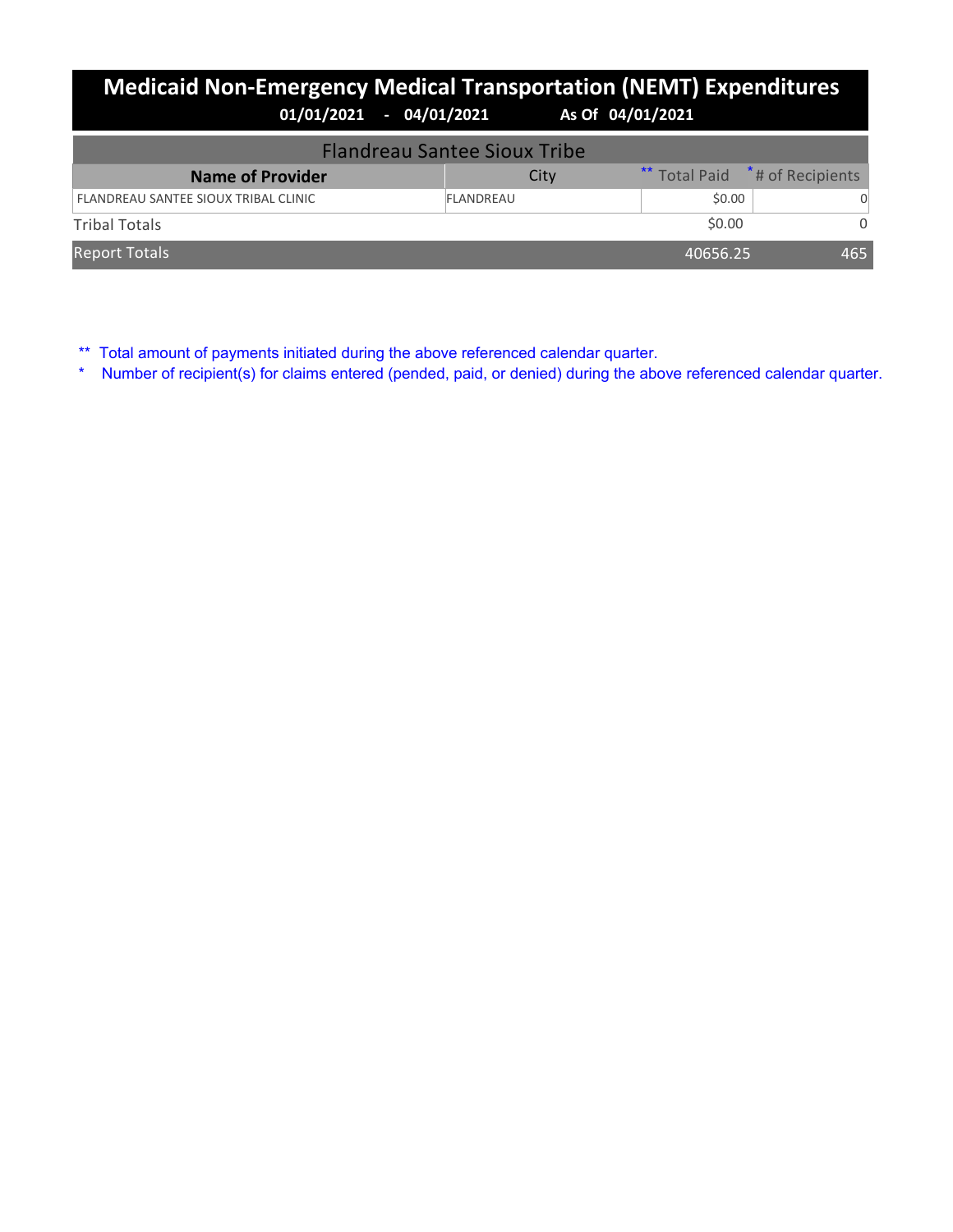# Medicaid Non-Emergency Medical Transportation (NEMT) Expenditures

**01/01/2021 - 04/01/2021 As Of 04/01/2021**

## Flandreau Santee Sioux Tribe

| Name of Provider | City | ** Total Paid | * # of Recipients |
|---|---|---|---|
| FLANDREAU SANTEE SIOUX TRIBAL CLINIC | FLANDREAU | $0.00 | 0 |
| Tribal Totals | | $0.00 | 0 |
| Report Totals | | 40656.25 | 465 |

** Total amount of payments initiated during the above referenced calendar quarter.

* Number of recipient(s) for claims entered (pended, paid, or denied) during the above referenced calendar quarter.